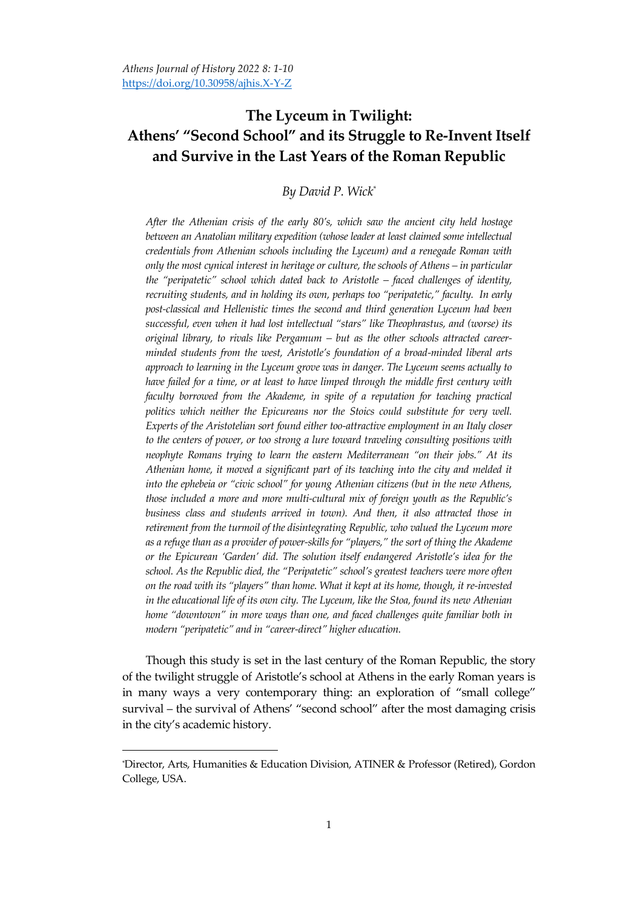*Athens Journal of History 2022 8: 1-10*
https://doi.org/10.30958/ajhis.X-Y-Z

# The Lyceum in Twilight: Athens' "Second School" and its Struggle to Re-Invent Itself and Survive in the Last Years of the Roman Republic

*By David P. Wick*[*]

*After the Athenian crisis of the early 80's, which saw the ancient city held hostage between an Anatolian military expedition (whose leader at least claimed some intellectual credentials from Athenian schools including the Lyceum) and a renegade Roman with only the most cynical interest in heritage or culture, the schools of Athens – in particular the "peripatetic" school which dated back to Aristotle – faced challenges of identity, recruiting students, and in holding its own, perhaps too "peripatetic," faculty. In early post-classical and Hellenistic times the second and third generation Lyceum had been successful, even when it had lost intellectual "stars" like Theophrastus, and (worse) its original library, to rivals like Pergamum – but as the other schools attracted career-minded students from the west, Aristotle's foundation of a broad-minded liberal arts approach to learning in the Lyceum grove was in danger. The Lyceum seems actually to have failed for a time, or at least to have limped through the middle first century with faculty borrowed from the Akademe, in spite of a reputation for teaching practical politics which neither the Epicureans nor the Stoics could substitute for very well. Experts of the Aristotelian sort found either too-attractive employment in an Italy closer to the centers of power, or too strong a lure toward traveling consulting positions with neophyte Romans trying to learn the eastern Mediterranean "on their jobs." At its Athenian home, it moved a significant part of its teaching into the city and melded it into the ephebeia or "civic school" for young Athenian citizens (but in the new Athens, those included a more and more multi-cultural mix of foreign youth as the Republic's business class and students arrived in town). And then, it also attracted those in retirement from the turmoil of the disintegrating Republic, who valued the Lyceum more as a refuge than as a provider of power-skills for "players," the sort of thing the Akademe or the Epicurean 'Garden' did. The solution itself endangered Aristotle's idea for the school. As the Republic died, the "Peripatetic" school's greatest teachers were more often on the road with its "players" than home. What it kept at its home, though, it re-invested in the educational life of its own city. The Lyceum, like the Stoa, found its new Athenian home "downtown" in more ways than one, and faced challenges quite familiar both in modern "peripatetic" and in "career-direct" higher education.*

Though this study is set in the last century of the Roman Republic, the story of the twilight struggle of Aristotle's school at Athens in the early Roman years is in many ways a very contemporary thing: an exploration of "small college" survival – the survival of Athens' "second school" after the most damaging crisis in the city's academic history.

---

[*]Director, Arts, Humanities & Education Division, ATINER & Professor (Retired), Gordon College, USA.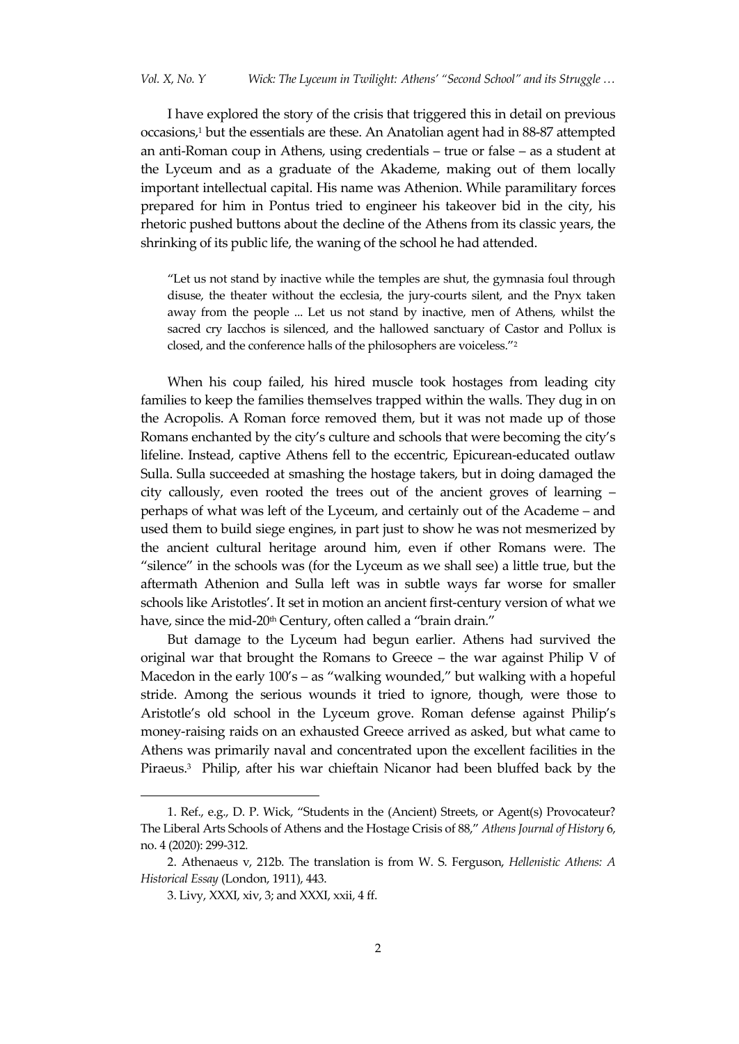I have explored the story of the crisis that triggered this in detail on previous occasions,[1] but the essentials are these. An Anatolian agent had in 88-87 attempted an anti-Roman coup in Athens, using credentials – true or false – as a student at the Lyceum and as a graduate of the Akademe, making out of them locally important intellectual capital. His name was Athenion. While paramilitary forces prepared for him in Pontus tried to engineer his takeover bid in the city, his rhetoric pushed buttons about the decline of the Athens from its classic years, the shrinking of its public life, the waning of the school he had attended.

> "Let us not stand by inactive while the temples are shut, the gymnasia foul through disuse, the theater without the ecclesia, the jury-courts silent, and the Pnyx taken away from the people ... Let us not stand by inactive, men of Athens, whilst the sacred cry Iacchos is silenced, and the hallowed sanctuary of Castor and Pollux is closed, and the conference halls of the philosophers are voiceless."[2]

When his coup failed, his hired muscle took hostages from leading city families to keep the families themselves trapped within the walls. They dug in on the Acropolis. A Roman force removed them, but it was not made up of those Romans enchanted by the city's culture and schools that were becoming the city's lifeline. Instead, captive Athens fell to the eccentric, Epicurean-educated outlaw Sulla. Sulla succeeded at smashing the hostage takers, but in doing damaged the city callously, even rooted the trees out of the ancient groves of learning – perhaps of what was left of the Lyceum, and certainly out of the Academe – and used them to build siege engines, in part just to show he was not mesmerized by the ancient cultural heritage around him, even if other Romans were. The "silence" in the schools was (for the Lyceum as we shall see) a little true, but the aftermath Athenion and Sulla left was in subtle ways far worse for smaller schools like Aristotles'. It set in motion an ancient first-century version of what we have, since the mid-20th Century, often called a "brain drain."

But damage to the Lyceum had begun earlier. Athens had survived the original war that brought the Romans to Greece – the war against Philip V of Macedon in the early 100's – as "walking wounded," but walking with a hopeful stride. Among the serious wounds it tried to ignore, though, were those to Aristotle's old school in the Lyceum grove. Roman defense against Philip's money-raising raids on an exhausted Greece arrived as asked, but what came to Athens was primarily naval and concentrated upon the excellent facilities in the Piraeus.[3] Philip, after his war chieftain Nicanor had been bluffed back by the

---

1. Ref., e.g., D. P. Wick, "Students in the (Ancient) Streets, or Agent(s) Provocateur? The Liberal Arts Schools of Athens and the Hostage Crisis of 88," *Athens Journal of History* 6, no. 4 (2020): 299-312.

2. Athenaeus v, 212b. The translation is from W. S. Ferguson, *Hellenistic Athens: A Historical Essay* (London, 1911), 443.

3. Livy, XXXI, xiv, 3; and XXXI, xxii, 4 ff.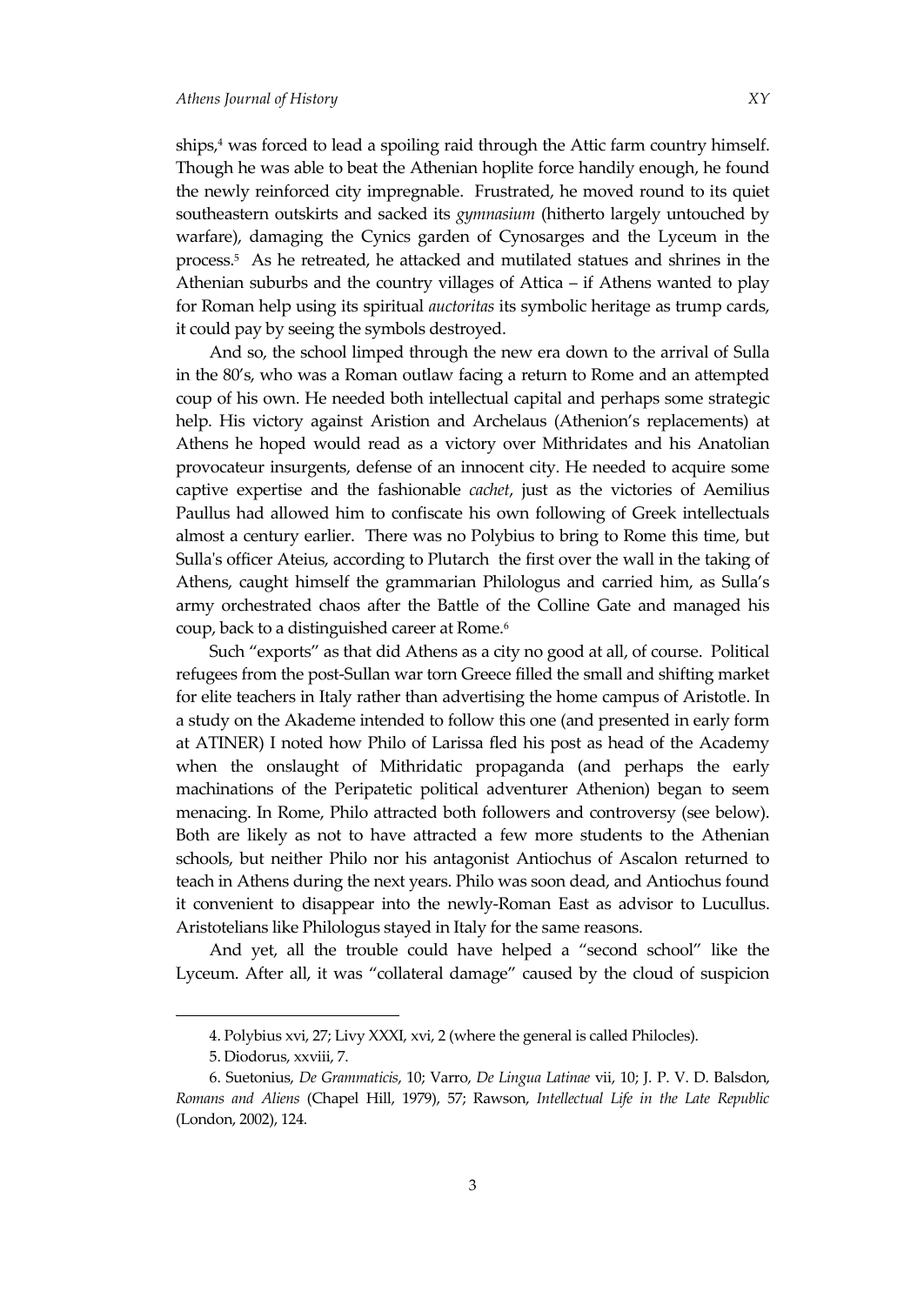ships,[4] was forced to lead a spoiling raid through the Attic farm country himself. Though he was able to beat the Athenian hoplite force handily enough, he found the newly reinforced city impregnable. Frustrated, he moved round to its quiet southeastern outskirts and sacked its *gymnasium* (hitherto largely untouched by warfare), damaging the Cynics garden of Cynosarges and the Lyceum in the process.[5] As he retreated, he attacked and mutilated statues and shrines in the Athenian suburbs and the country villages of Attica – if Athens wanted to play for Roman help using its spiritual *auctoritas* its symbolic heritage as trump cards, it could pay by seeing the symbols destroyed.

And so, the school limped through the new era down to the arrival of Sulla in the 80's, who was a Roman outlaw facing a return to Rome and an attempted coup of his own. He needed both intellectual capital and perhaps some strategic help. His victory against Aristion and Archelaus (Athenion's replacements) at Athens he hoped would read as a victory over Mithridates and his Anatolian provocateur insurgents, defense of an innocent city. He needed to acquire some captive expertise and the fashionable *cachet*, just as the victories of Aemilius Paullus had allowed him to confiscate his own following of Greek intellectuals almost a century earlier. There was no Polybius to bring to Rome this time, but Sulla's officer Ateius, according to Plutarch the first over the wall in the taking of Athens, caught himself the grammarian Philologus and carried him, as Sulla's army orchestrated chaos after the Battle of the Colline Gate and managed his coup, back to a distinguished career at Rome.[6]

Such "exports" as that did Athens as a city no good at all, of course. Political refugees from the post-Sullan war torn Greece filled the small and shifting market for elite teachers in Italy rather than advertising the home campus of Aristotle. In a study on the Akademe intended to follow this one (and presented in early form at ATINER) I noted how Philo of Larissa fled his post as head of the Academy when the onslaught of Mithridatic propaganda (and perhaps the early machinations of the Peripatetic political adventurer Athenion) began to seem menacing. In Rome, Philo attracted both followers and controversy (see below). Both are likely as not to have attracted a few more students to the Athenian schools, but neither Philo nor his antagonist Antiochus of Ascalon returned to teach in Athens during the next years. Philo was soon dead, and Antiochus found it convenient to disappear into the newly-Roman East as advisor to Lucullus. Aristotelians like Philologus stayed in Italy for the same reasons.

And yet, all the trouble could have helped a "second school" like the Lyceum. After all, it was "collateral damage" caused by the cloud of suspicion

---

4. Polybius xvi, 27; Livy XXXI, xvi, 2 (where the general is called Philocles).

5. Diodorus, xxviii, 7.

6. Suetonius, *De Grammaticis*, 10; Varro, *De Lingua Latinae* vii, 10; J. P. V. D. Balsdon, *Romans and Aliens* (Chapel Hill, 1979), 57; Rawson, *Intellectual Life in the Late Republic* (London, 2002), 124.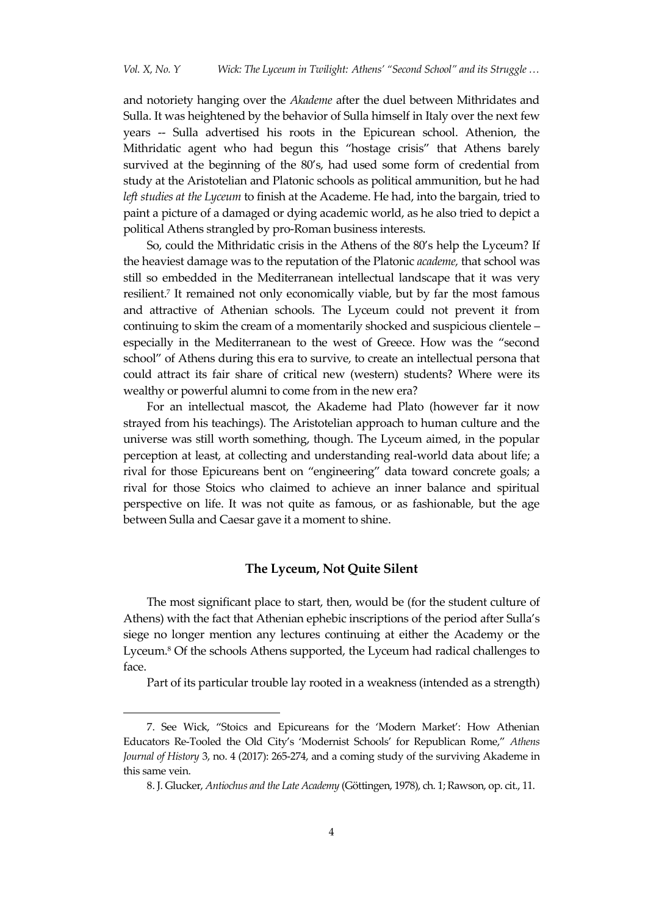and notoriety hanging over the *Akademe* after the duel between Mithridates and Sulla. It was heightened by the behavior of Sulla himself in Italy over the next few years -- Sulla advertised his roots in the Epicurean school. Athenion, the Mithridatic agent who had begun this "hostage crisis" that Athens barely survived at the beginning of the 80's, had used some form of credential from study at the Aristotelian and Platonic schools as political ammunition, but he had *left studies at the Lyceum* to finish at the Academe. He had, into the bargain, tried to paint a picture of a damaged or dying academic world, as he also tried to depict a political Athens strangled by pro-Roman business interests.

So, could the Mithridatic crisis in the Athens of the 80's help the Lyceum? If the heaviest damage was to the reputation of the Platonic *academe,* that school was still so embedded in the Mediterranean intellectual landscape that it was very resilient.[7] It remained not only economically viable, but by far the most famous and attractive of Athenian schools. The Lyceum could not prevent it from continuing to skim the cream of a momentarily shocked and suspicious clientele – especially in the Mediterranean to the west of Greece. How was the "second school" of Athens during this era to survive, to create an intellectual persona that could attract its fair share of critical new (western) students? Where were its wealthy or powerful alumni to come from in the new era?

For an intellectual mascot, the Akademe had Plato (however far it now strayed from his teachings). The Aristotelian approach to human culture and the universe was still worth something, though. The Lyceum aimed, in the popular perception at least, at collecting and understanding real-world data about life; a rival for those Epicureans bent on "engineering" data toward concrete goals; a rival for those Stoics who claimed to achieve an inner balance and spiritual perspective on life. It was not quite as famous, or as fashionable, but the age between Sulla and Caesar gave it a moment to shine.

## The Lyceum, Not Quite Silent

The most significant place to start, then, would be (for the student culture of Athens) with the fact that Athenian ephebic inscriptions of the period after Sulla's siege no longer mention any lectures continuing at either the Academy or the Lyceum.[8] Of the schools Athens supported, the Lyceum had radical challenges to face.

Part of its particular trouble lay rooted in a weakness (intended as a strength)

---

7. See Wick, "Stoics and Epicureans for the 'Modern Market': How Athenian Educators Re-Tooled the Old City's 'Modernist Schools' for Republican Rome," *Athens Journal of History* 3, no. 4 (2017): 265-274, and a coming study of the surviving Akademe in this same vein.

8. J. Glucker, *Antiochus and the Late Academy* (Göttingen, 1978), ch. 1; Rawson, op. cit., 11.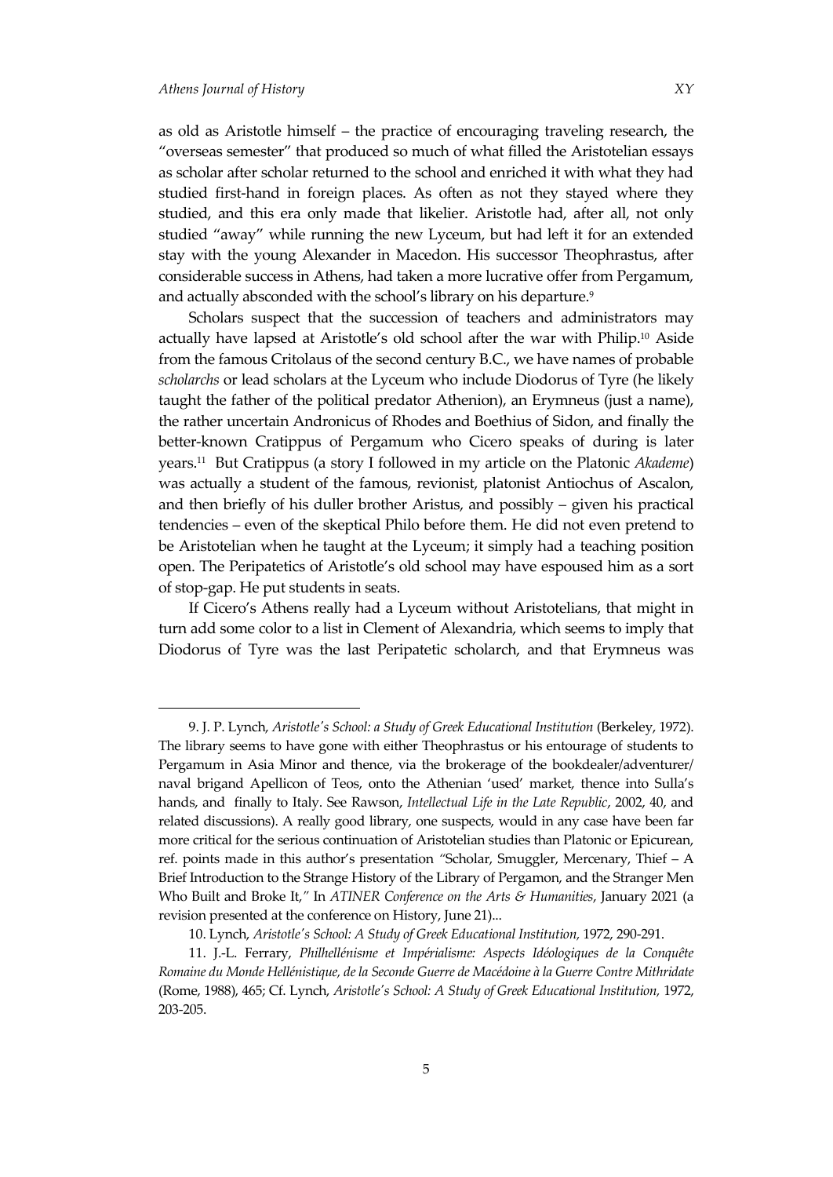as old as Aristotle himself – the practice of encouraging traveling research, the "overseas semester" that produced so much of what filled the Aristotelian essays as scholar after scholar returned to the school and enriched it with what they had studied first-hand in foreign places. As often as not they stayed where they studied, and this era only made that likelier. Aristotle had, after all, not only studied "away" while running the new Lyceum, but had left it for an extended stay with the young Alexander in Macedon. His successor Theophrastus, after considerable success in Athens, had taken a more lucrative offer from Pergamum, and actually absconded with the school's library on his departure.[9]

Scholars suspect that the succession of teachers and administrators may actually have lapsed at Aristotle's old school after the war with Philip.[10] Aside from the famous Critolaus of the second century B.C., we have names of probable *scholarchs* or lead scholars at the Lyceum who include Diodorus of Tyre (he likely taught the father of the political predator Athenion), an Erymneus (just a name), the rather uncertain Andronicus of Rhodes and Boethius of Sidon, and finally the better-known Cratippus of Pergamum who Cicero speaks of during is later years.[11] But Cratippus (a story I followed in my article on the Platonic *Akademe*) was actually a student of the famous, revionist, platonist Antiochus of Ascalon, and then briefly of his duller brother Aristus, and possibly – given his practical tendencies – even of the skeptical Philo before them. He did not even pretend to be Aristotelian when he taught at the Lyceum; it simply had a teaching position open. The Peripatetics of Aristotle's old school may have espoused him as a sort of stop-gap. He put students in seats.

If Cicero's Athens really had a Lyceum without Aristotelians, that might in turn add some color to a list in Clement of Alexandria, which seems to imply that Diodorus of Tyre was the last Peripatetic scholarch, and that Erymneus was

---

9. J. P. Lynch, *Aristotle's School: a Study of Greek Educational Institution* (Berkeley, 1972). The library seems to have gone with either Theophrastus or his entourage of students to Pergamum in Asia Minor and thence, via the brokerage of the bookdealer/adventurer/ naval brigand Apellicon of Teos, onto the Athenian 'used' market, thence into Sulla's hands, and finally to Italy. See Rawson, *Intellectual Life in the Late Republic*, 2002, 40, and related discussions). A really good library, one suspects, would in any case have been far more critical for the serious continuation of Aristotelian studies than Platonic or Epicurean, ref. points made in this author's presentation "Scholar, Smuggler, Mercenary, Thief – A Brief Introduction to the Strange History of the Library of Pergamon, and the Stranger Men Who Built and Broke It," In *ATINER Conference on the Arts & Humanities*, January 2021 (a revision presented at the conference on History, June 21)...

10. Lynch, *Aristotle's School: A Study of Greek Educational Institution,* 1972, 290-291.

11. J.-L. Ferrary, *Philhellénisme et Impérialisme: Aspects Idéologiques de la Conquête Romaine du Monde Hellénistique, de la Seconde Guerre de Macédoine à la Guerre Contre Mithridate* (Rome, 1988), 465; Cf. Lynch, *Aristotle's School: A Study of Greek Educational Institution,* 1972, 203-205.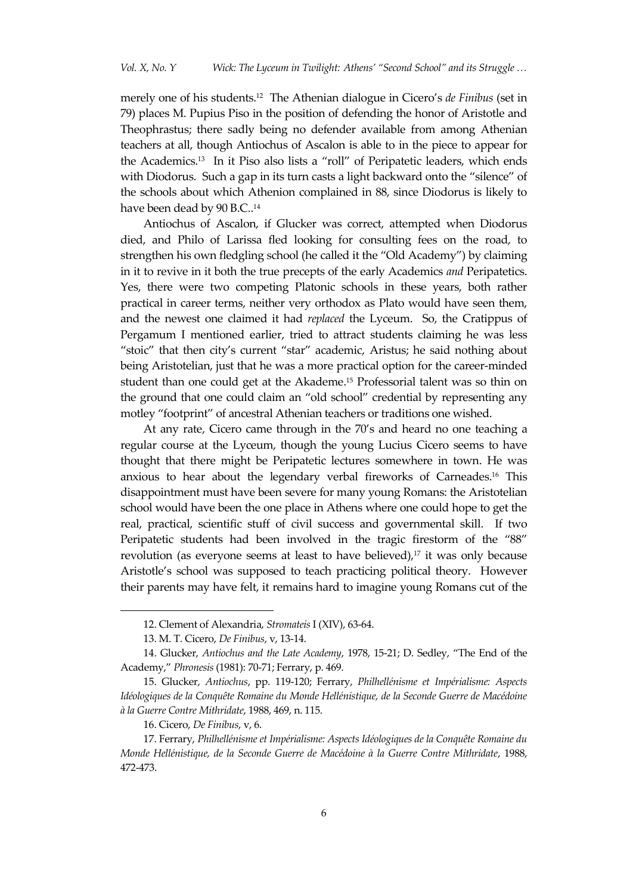merely one of his students.[12] The Athenian dialogue in Cicero's *de Finibus* (set in 79) places M. Pupius Piso in the position of defending the honor of Aristotle and Theophrastus; there sadly being no defender available from among Athenian teachers at all, though Antiochus of Ascalon is able to in the piece to appear for the Academics.[13] In it Piso also lists a "roll" of Peripatetic leaders, which ends with Diodorus. Such a gap in its turn casts a light backward onto the "silence" of the schools about which Athenion complained in 88, since Diodorus is likely to have been dead by 90 B.C..[14]

Antiochus of Ascalon, if Glucker was correct, attempted when Diodorus died, and Philo of Larissa fled looking for consulting fees on the road, to strengthen his own fledgling school (he called it the "Old Academy") by claiming in it to revive in it both the true precepts of the early Academics *and* Peripatetics. Yes, there were two competing Platonic schools in these years, both rather practical in career terms, neither very orthodox as Plato would have seen them, and the newest one claimed it had *replaced* the Lyceum. So, the Cratippus of Pergamum I mentioned earlier, tried to attract students claiming he was less "stoic" that then city's current "star" academic, Aristus; he said nothing about being Aristotelian, just that he was a more practical option for the career-minded student than one could get at the Akademe.[15] Professorial talent was so thin on the ground that one could claim an "old school" credential by representing any motley "footprint" of ancestral Athenian teachers or traditions one wished.

At any rate, Cicero came through in the 70's and heard no one teaching a regular course at the Lyceum, though the young Lucius Cicero seems to have thought that there might be Peripatetic lectures somewhere in town. He was anxious to hear about the legendary verbal fireworks of Carneades.[16] This disappointment must have been severe for many young Romans: the Aristotelian school would have been the one place in Athens where one could hope to get the real, practical, scientific stuff of civil success and governmental skill. If two Peripatetic students had been involved in the tragic firestorm of the "88" revolution (as everyone seems at least to have believed),[17] it was only because Aristotle's school was supposed to teach practicing political theory. However their parents may have felt, it remains hard to imagine young Romans cut of the

---

12. Clement of Alexandria, *Stromateis* I (XIV), 63-64.

13. M. T. Cicero, *De Finibus*, v, 13-14.

14. Glucker, *Antiochus and the Late Academy*, 1978, 15-21; D. Sedley, "The End of the Academy," *Phronesis* (1981): 70-71; Ferrary, p. 469.

15. Glucker, *Antiochus*, pp. 119-120; Ferrary, *Philhellénisme et Impérialisme: Aspects Idéologiques de la Conquête Romaine du Monde Hellénistique, de la Seconde Guerre de Macédoine à la Guerre Contre Mithridate*, 1988, 469, n. 115.

16. Cicero, *De Finibus*, v, 6.

17. Ferrary, *Philhellénisme et Impérialisme: Aspects Idéologiques de la Conquête Romaine du Monde Hellénistique, de la Seconde Guerre de Macédoine à la Guerre Contre Mithridate*, 1988, 472-473.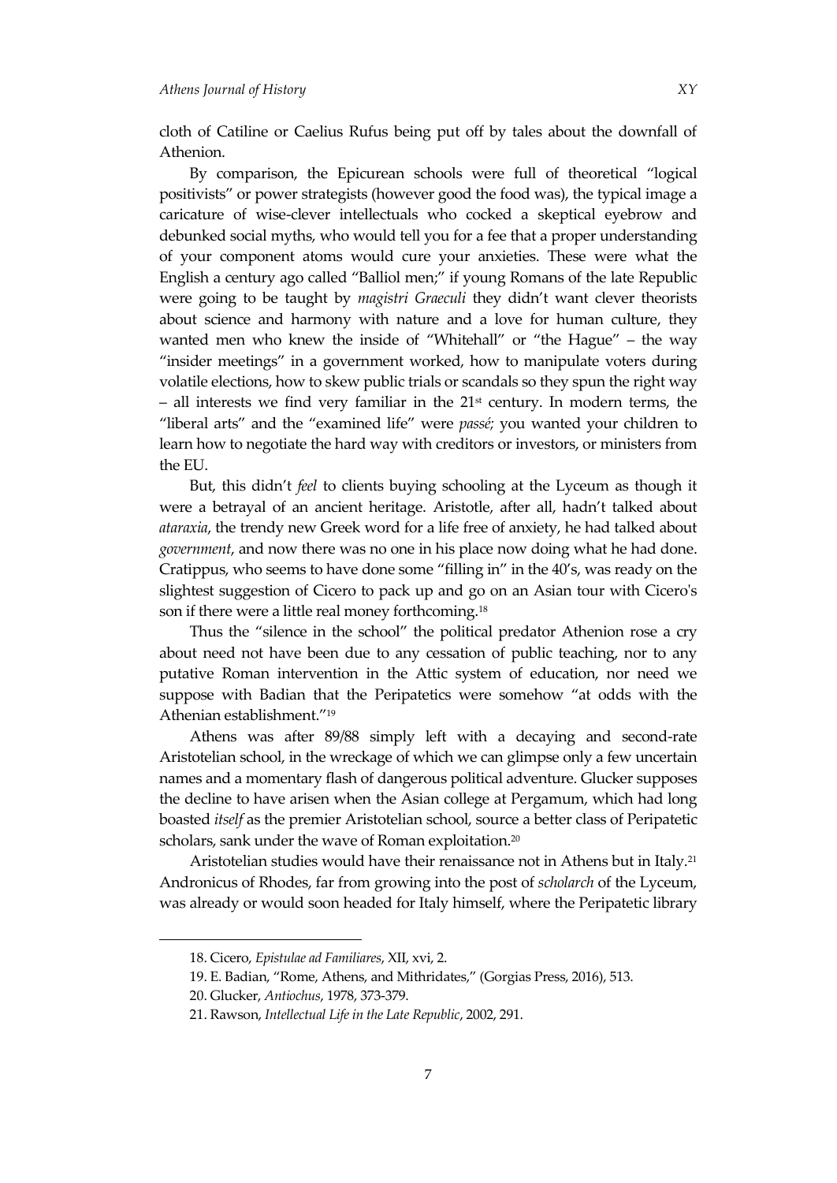cloth of Catiline or Caelius Rufus being put off by tales about the downfall of Athenion.

By comparison, the Epicurean schools were full of theoretical "logical positivists" or power strategists (however good the food was), the typical image a caricature of wise-clever intellectuals who cocked a skeptical eyebrow and debunked social myths, who would tell you for a fee that a proper understanding of your component atoms would cure your anxieties. These were what the English a century ago called "Balliol men;" if young Romans of the late Republic were going to be taught by *magistri Graeculi* they didn't want clever theorists about science and harmony with nature and a love for human culture, they wanted men who knew the inside of "Whitehall" or "the Hague" – the way "insider meetings" in a government worked, how to manipulate voters during volatile elections, how to skew public trials or scandals so they spun the right way – all interests we find very familiar in the 21st century. In modern terms, the "liberal arts" and the "examined life" were *passé;* you wanted your children to learn how to negotiate the hard way with creditors or investors, or ministers from the EU.

But, this didn't *feel* to clients buying schooling at the Lyceum as though it were a betrayal of an ancient heritage. Aristotle, after all, hadn't talked about *ataraxia*, the trendy new Greek word for a life free of anxiety, he had talked about *government*, and now there was no one in his place now doing what he had done. Cratippus, who seems to have done some "filling in" in the 40's, was ready on the slightest suggestion of Cicero to pack up and go on an Asian tour with Cicero's son if there were a little real money forthcoming.[18]

Thus the "silence in the school" the political predator Athenion rose a cry about need not have been due to any cessation of public teaching, nor to any putative Roman intervention in the Attic system of education, nor need we suppose with Badian that the Peripatetics were somehow "at odds with the Athenian establishment."[19]

Athens was after 89/88 simply left with a decaying and second-rate Aristotelian school, in the wreckage of which we can glimpse only a few uncertain names and a momentary flash of dangerous political adventure. Glucker supposes the decline to have arisen when the Asian college at Pergamum, which had long boasted *itself* as the premier Aristotelian school, source a better class of Peripatetic scholars, sank under the wave of Roman exploitation.[20]

Aristotelian studies would have their renaissance not in Athens but in Italy.[21] Andronicus of Rhodes, far from growing into the post of *scholarch* of the Lyceum, was already or would soon headed for Italy himself, where the Peripatetic library

18. Cicero, *Epistulae ad Familiares*, XII, xvi, 2.

19. E. Badian, "Rome, Athens, and Mithridates," (Gorgias Press, 2016), 513.

20. Glucker, *Antiochus*, 1978, 373-379.

21. Rawson, *Intellectual Life in the Late Republic*, 2002, 291.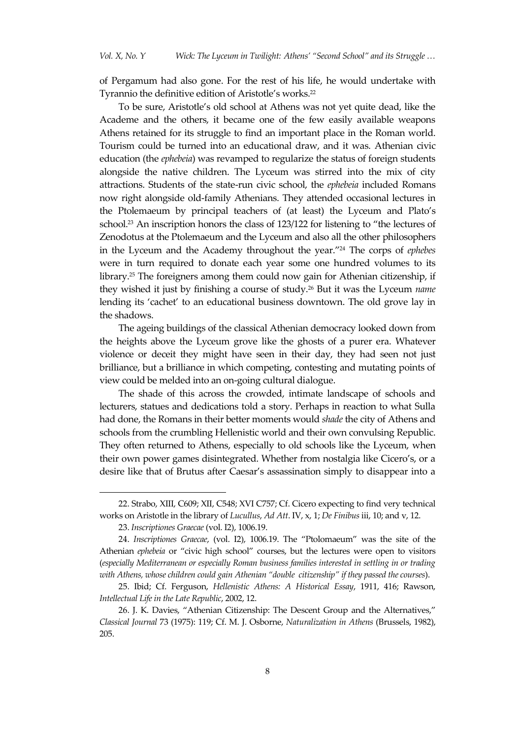of Pergamum had also gone. For the rest of his life, he would undertake with Tyrannio the definitive edition of Aristotle's works.[22]

To be sure, Aristotle's old school at Athens was not yet quite dead, like the Academe and the others, it became one of the few easily available weapons Athens retained for its struggle to find an important place in the Roman world. Tourism could be turned into an educational draw, and it was. Athenian civic education (the *ephebeia*) was revamped to regularize the status of foreign students alongside the native children. The Lyceum was stirred into the mix of city attractions. Students of the state-run civic school, the *ephebeia* included Romans now right alongside old-family Athenians. They attended occasional lectures in the Ptolemaeum by principal teachers of (at least) the Lyceum and Plato's school.[23] An inscription honors the class of 123/122 for listening to "the lectures of Zenodotus at the Ptolemaeum and the Lyceum and also all the other philosophers in the Lyceum and the Academy throughout the year."[24] The corps of *ephebes* were in turn required to donate each year some one hundred volumes to its library.[25] The foreigners among them could now gain for Athenian citizenship, if they wished it just by finishing a course of study.[26] But it was the Lyceum *name* lending its 'cachet' to an educational business downtown. The old grove lay in the shadows.

The ageing buildings of the classical Athenian democracy looked down from the heights above the Lyceum grove like the ghosts of a purer era. Whatever violence or deceit they might have seen in their day, they had seen not just brilliance, but a brilliance in which competing, contesting and mutating points of view could be melded into an on-going cultural dialogue.

The shade of this across the crowded, intimate landscape of schools and lecturers, statues and dedications told a story. Perhaps in reaction to what Sulla had done, the Romans in their better moments would *shade* the city of Athens and schools from the crumbling Hellenistic world and their own convulsing Republic. They often returned to Athens, especially to old schools like the Lyceum, when their own power games disintegrated. Whether from nostalgia like Cicero's, or a desire like that of Brutus after Caesar's assassination simply to disappear into a

---

22. Strabo, XIII, C609; XII, C548; XVI C757; Cf. Cicero expecting to find very technical works on Aristotle in the library of *Lucullus*, *Ad Att*. IV, x, 1; *De Finibus* iii, 10; and v, 12.

23. *Inscriptiones Graecae* (vol. I2), 1006.19.

24. *Inscriptiones Graecae*, (vol. I2), 1006.19. The "Ptolomaeum" was the site of the Athenian *ephebeia* or "civic high school" courses, but the lectures were open to visitors (*especially Mediterranean or especially Roman business families interested in settling in or trading with Athens, whose children could gain Athenian "double citizenship" if they passed the courses*).

25. Ibid; Cf. Ferguson, *Hellenistic Athens: A Historical Essay*, 1911, 416; Rawson, *Intellectual Life in the Late Republic*, 2002, 12.

26. J. K. Davies, "Athenian Citizenship: The Descent Group and the Alternatives," *Classical Journal* 73 (1975): 119; Cf. M. J. Osborne, *Naturalization in Athens* (Brussels, 1982), 205.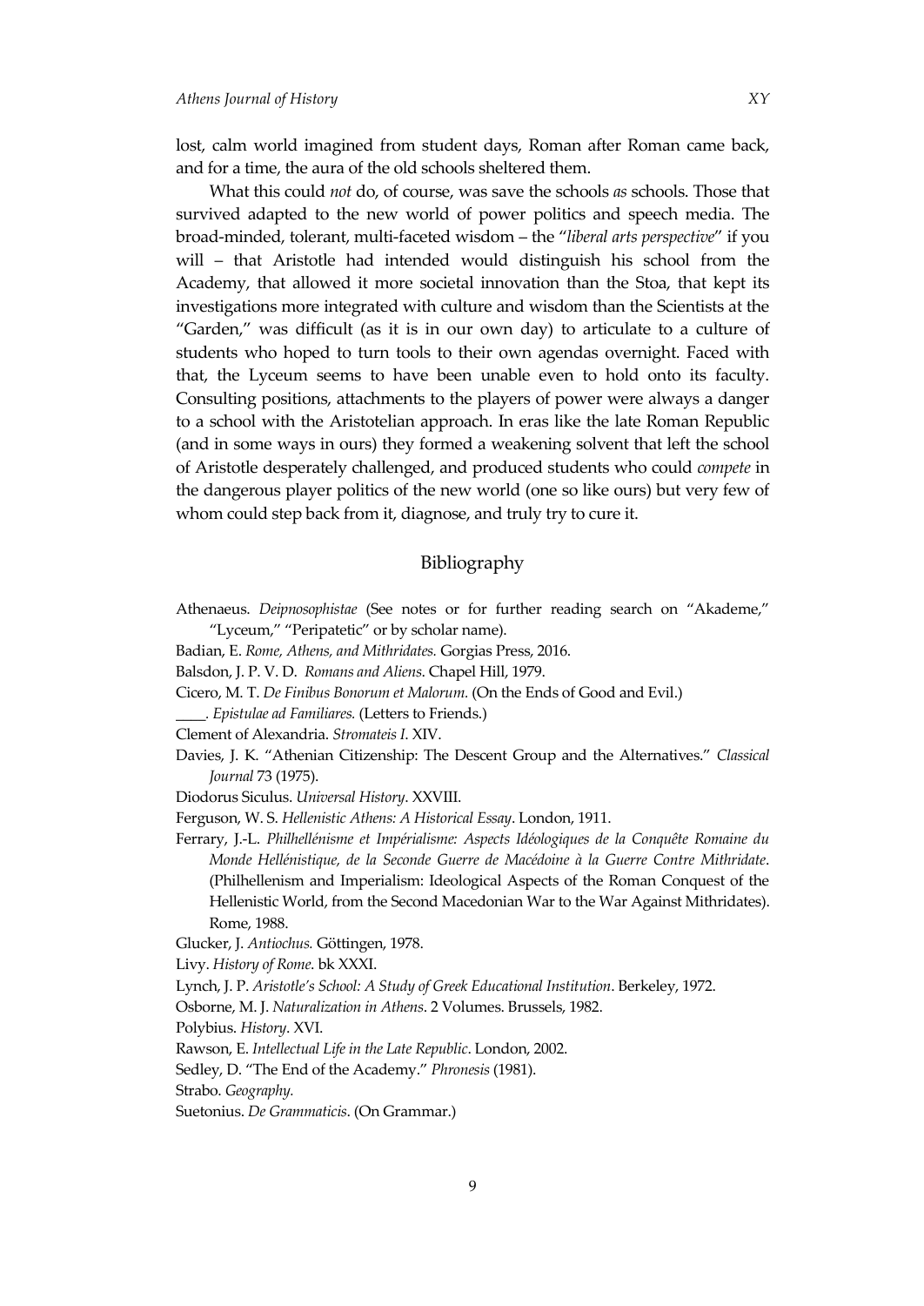lost, calm world imagined from student days, Roman after Roman came back, and for a time, the aura of the old schools sheltered them.

What this could *not* do, of course, was save the schools *as* schools. Those that survived adapted to the new world of power politics and speech media. The broad-minded, tolerant, multi-faceted wisdom – the "*liberal arts perspective*" if you will – that Aristotle had intended would distinguish his school from the Academy, that allowed it more societal innovation than the Stoa, that kept its investigations more integrated with culture and wisdom than the Scientists at the "Garden," was difficult (as it is in our own day) to articulate to a culture of students who hoped to turn tools to their own agendas overnight. Faced with that, the Lyceum seems to have been unable even to hold onto its faculty. Consulting positions, attachments to the players of power were always a danger to a school with the Aristotelian approach. In eras like the late Roman Republic (and in some ways in ours) they formed a weakening solvent that left the school of Aristotle desperately challenged, and produced students who could *compete* in the dangerous player politics of the new world (one so like ours) but very few of whom could step back from it, diagnose, and truly try to cure it.

## Bibliography

Athenaeus. *Deipnosophistae* (See notes or for further reading search on "Akademe," "Lyceum," "Peripatetic" or by scholar name).

Badian, E. *Rome, Athens, and Mithridates.* Gorgias Press, 2016.

Balsdon, J. P. V. D. *Romans and Aliens*. Chapel Hill, 1979.

Cicero, M. T. *De Finibus Bonorum et Malorum.* (On the Ends of Good and Evil.)

\_\_\_\_. *Epistulae ad Familiares.* (Letters to Friends.)

Clement of Alexandria. *Stromateis I*. XIV.

Davies, J. K. "Athenian Citizenship: The Descent Group and the Alternatives." *Classical Journal* 73 (1975).

Diodorus Siculus. *Universal History*. XXVIII.

Ferguson, W. S. *Hellenistic Athens: A Historical Essay*. London, 1911.

Ferrary, J.-L. *Philhellénisme et Impérialisme: Aspects Idéologiques de la Conquête Romaine du Monde Hellénistique, de la Seconde Guerre de Macédoine à la Guerre Contre Mithridate*. (Philhellenism and Imperialism: Ideological Aspects of the Roman Conquest of the Hellenistic World, from the Second Macedonian War to the War Against Mithridates). Rome, 1988.

Glucker, J. *Antiochus.* Göttingen, 1978.

Livy. *History of Rome.* bk XXXI.

Lynch, J. P. *Aristotle's School: A Study of Greek Educational Institution*. Berkeley, 1972.

Osborne, M. J. *Naturalization in Athens*. 2 Volumes. Brussels, 1982.

Polybius. *History*. XVI.

Rawson, E. *Intellectual Life in the Late Republic*. London, 2002.

Sedley, D. "The End of the Academy." *Phronesis* (1981).

Strabo. *Geography.*

Suetonius. *De Grammaticis*. (On Grammar.)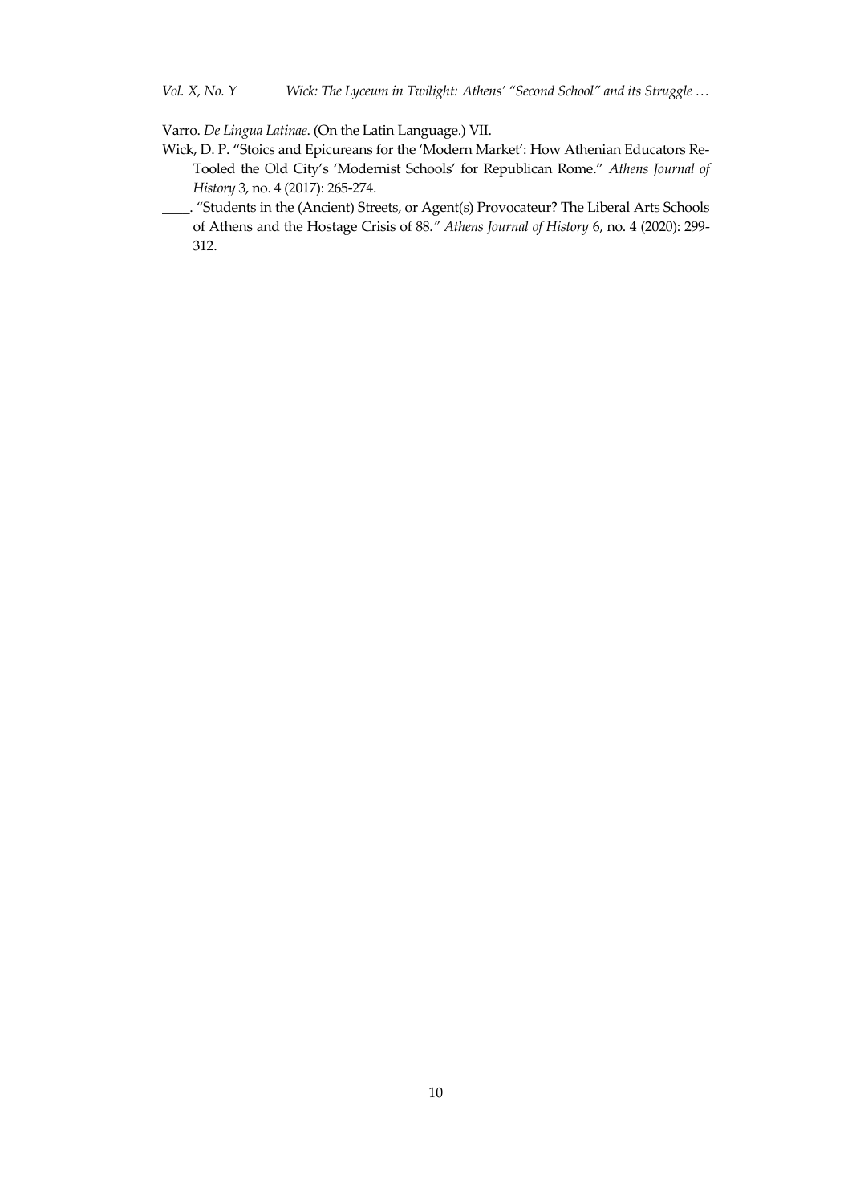Varro. *De Lingua Latinae*. (On the Latin Language.) VII.

Wick, D. P. "Stoics and Epicureans for the 'Modern Market': How Athenian Educators Re-Tooled the Old City's 'Modernist Schools' for Republican Rome." *Athens Journal of History* 3, no. 4 (2017): 265-274.

____. "Students in the (Ancient) Streets, or Agent(s) Provocateur? The Liberal Arts Schools of Athens and the Hostage Crisis of 88.*" Athens Journal of History* 6, no. 4 (2020): 299-312.